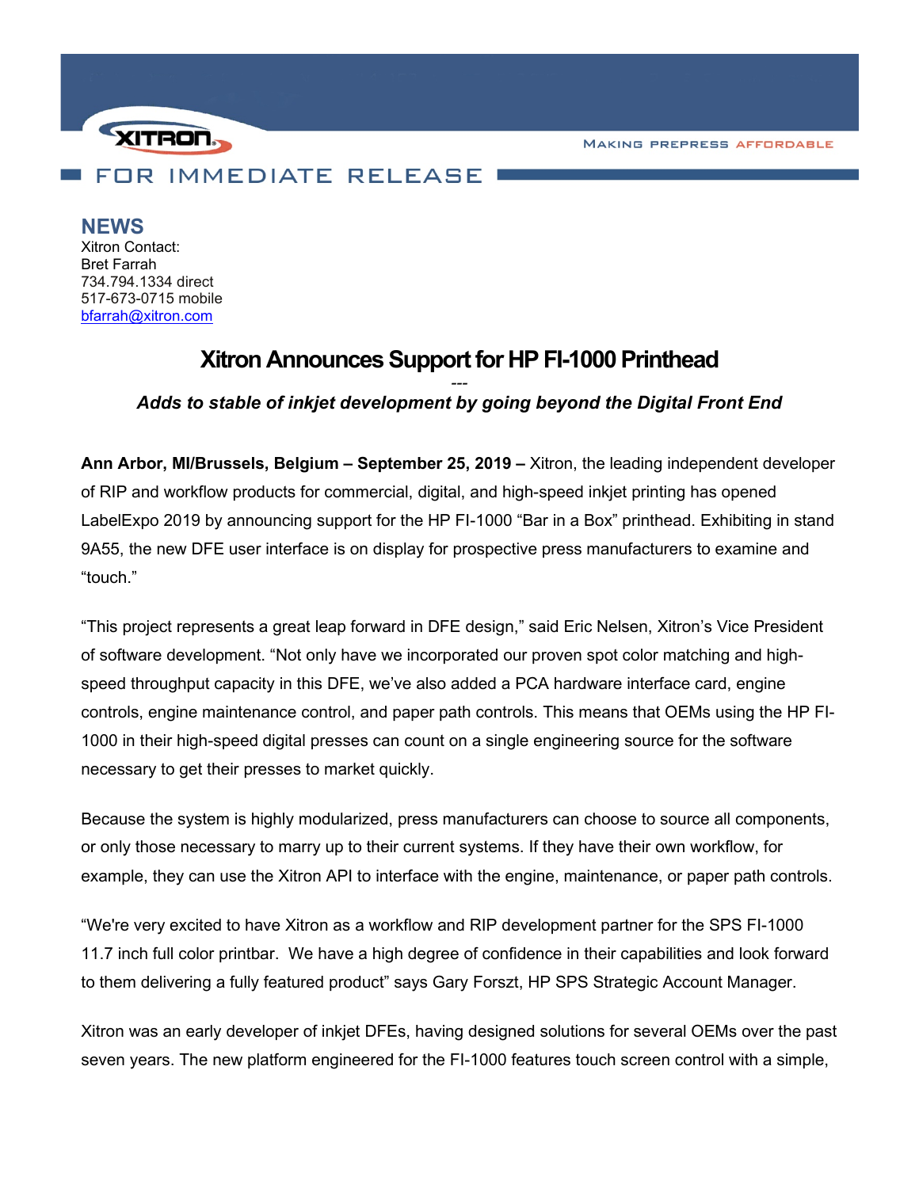XITRON

MAKING PREPRESS AFFORDABLE

FOR IMMEDIATE RELEASE

**NEWS**

Xitron Contact:
Bret Farrah
734.794.1334 direct
517-673-0715 mobile
bfarrah@xitron.com

# Xitron Announces Support for HP FI-1000 Printhead

---

***Adds to stable of inkjet development by going beyond the Digital Front End***

**Ann Arbor, MI/Brussels, Belgium – September 25, 2019 –** Xitron, the leading independent developer of RIP and workflow products for commercial, digital, and high-speed inkjet printing has opened LabelExpo 2019 by announcing support for the HP FI-1000 "Bar in a Box" printhead. Exhibiting in stand 9A55, the new DFE user interface is on display for prospective press manufacturers to examine and "touch."

"This project represents a great leap forward in DFE design," said Eric Nelsen, Xitron's Vice President of software development. "Not only have we incorporated our proven spot color matching and high-speed throughput capacity in this DFE, we've also added a PCA hardware interface card, engine controls, engine maintenance control, and paper path controls. This means that OEMs using the HP FI-1000 in their high-speed digital presses can count on a single engineering source for the software necessary to get their presses to market quickly.

Because the system is highly modularized, press manufacturers can choose to source all components, or only those necessary to marry up to their current systems. If they have their own workflow, for example, they can use the Xitron API to interface with the engine, maintenance, or paper path controls.

"We're very excited to have Xitron as a workflow and RIP development partner for the SPS FI-1000 11.7 inch full color printbar. We have a high degree of confidence in their capabilities and look forward to them delivering a fully featured product" says Gary Forszt, HP SPS Strategic Account Manager.

Xitron was an early developer of inkjet DFEs, having designed solutions for several OEMs over the past seven years. The new platform engineered for the FI-1000 features touch screen control with a simple,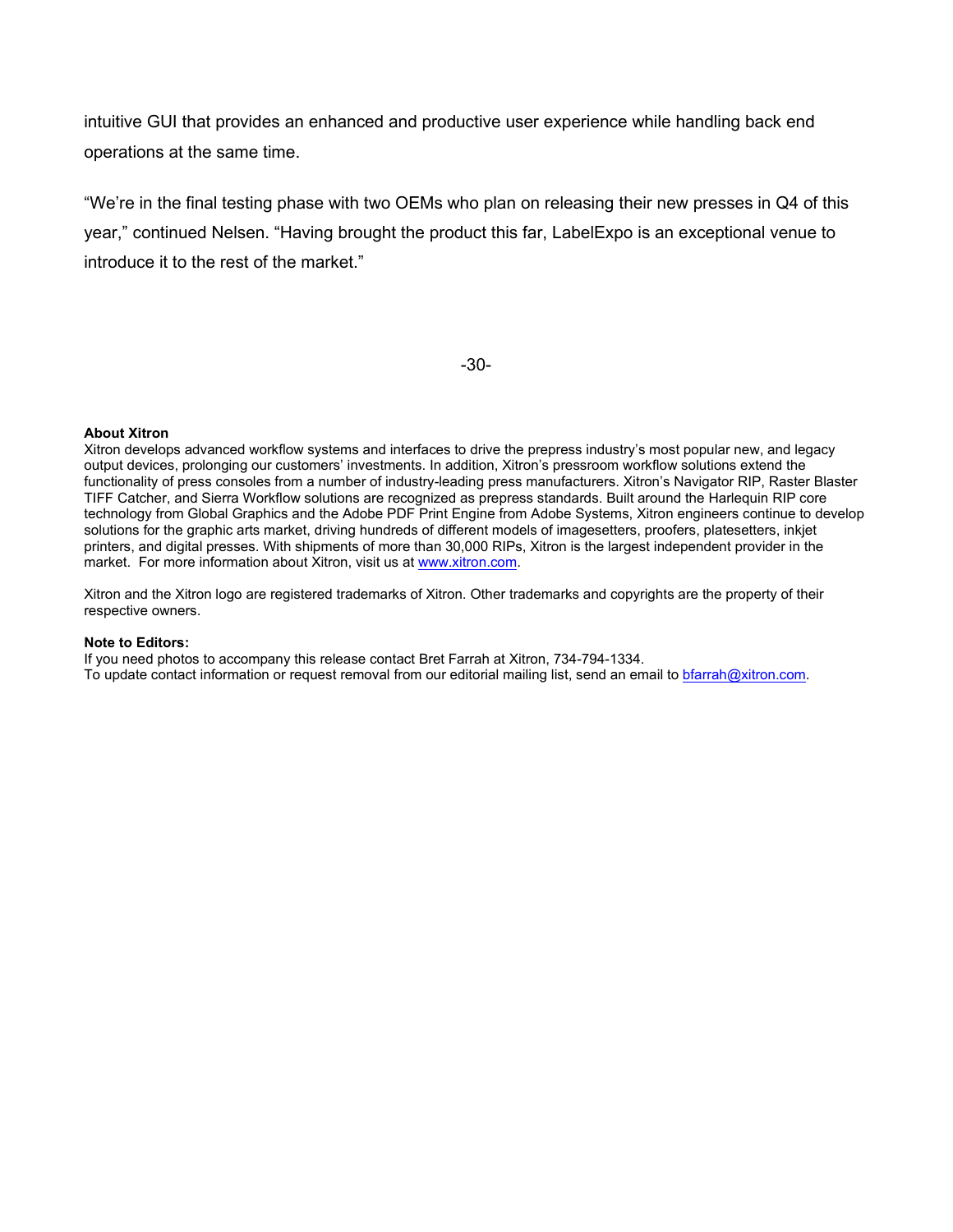intuitive GUI that provides an enhanced and productive user experience while handling back end operations at the same time.

"We're in the final testing phase with two OEMs who plan on releasing their new presses in Q4 of this year," continued Nelsen. "Having brought the product this far, LabelExpo is an exceptional venue to introduce it to the rest of the market."

-30-

**About Xitron**
Xitron develops advanced workflow systems and interfaces to drive the prepress industry's most popular new, and legacy output devices, prolonging our customers' investments. In addition, Xitron's pressroom workflow solutions extend the functionality of press consoles from a number of industry-leading press manufacturers. Xitron's Navigator RIP, Raster Blaster TIFF Catcher, and Sierra Workflow solutions are recognized as prepress standards. Built around the Harlequin RIP core technology from Global Graphics and the Adobe PDF Print Engine from Adobe Systems, Xitron engineers continue to develop solutions for the graphic arts market, driving hundreds of different models of imagesetters, proofers, platesetters, inkjet printers, and digital presses. With shipments of more than 30,000 RIPs, Xitron is the largest independent provider in the market. For more information about Xitron, visit us at www.xitron.com.

Xitron and the Xitron logo are registered trademarks of Xitron. Other trademarks and copyrights are the property of their respective owners.

**Note to Editors:**
If you need photos to accompany this release contact Bret Farrah at Xitron, 734-794-1334.
To update contact information or request removal from our editorial mailing list, send an email to bfarrah@xitron.com.